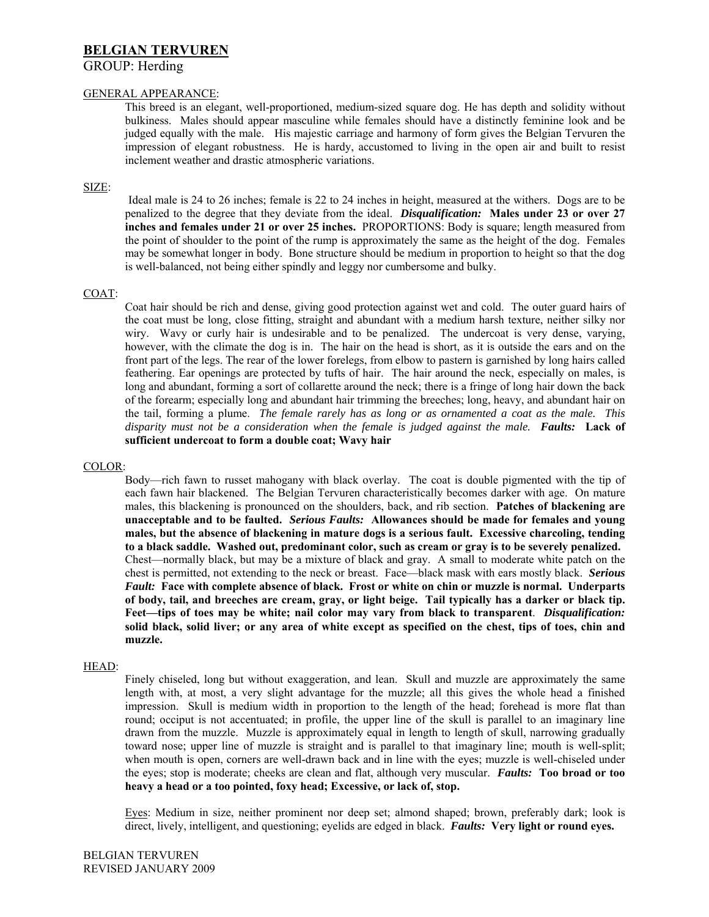# BELGIAN TERVUREN

GROUP: Herding

## GENERAL APPEARANCE:

This breed is an elegant, well-proportioned, medium-sized square dog. He has depth and solidity without bulkiness. Males should appear masculine while females should have a distinctly feminine look and be judged equally with the male. His majestic carriage and harmony of form gives the Belgian Tervuren the impression of elegant robustness. He is hardy, accustomed to living in the open air and built to resist inclement weather and drastic atmospheric variations.

## SIZE:

Ideal male is 24 to 26 inches; female is 22 to 24 inches in height, measured at the withers. Dogs are to be penalized to the degree that they deviate from the ideal. ***Disqualification:*** **Males under 23 or over 27 inches and females under 21 or over 25 inches.** PROPORTIONS: Body is square; length measured from the point of shoulder to the point of the rump is approximately the same as the height of the dog. Females may be somewhat longer in body. Bone structure should be medium in proportion to height so that the dog is well-balanced, not being either spindly and leggy nor cumbersome and bulky.

## COAT:

Coat hair should be rich and dense, giving good protection against wet and cold. The outer guard hairs of the coat must be long, close fitting, straight and abundant with a medium harsh texture, neither silky nor wiry. Wavy or curly hair is undesirable and to be penalized. The undercoat is very dense, varying, however, with the climate the dog is in. The hair on the head is short, as it is outside the ears and on the front part of the legs. The rear of the lower forelegs, from elbow to pastern is garnished by long hairs called feathering. Ear openings are protected by tufts of hair. The hair around the neck, especially on males, is long and abundant, forming a sort of collarette around the neck; there is a fringe of long hair down the back of the forearm; especially long and abundant hair trimming the breeches; long, heavy, and abundant hair on the tail, forming a plume. *The female rarely has as long or as ornamented a coat as the male. This disparity must not be a consideration when the female is judged against the male.* ***Faults:*** **Lack of sufficient undercoat to form a double coat; Wavy hair**

## COLOR:

Body—rich fawn to russet mahogany with black overlay. The coat is double pigmented with the tip of each fawn hair blackened. The Belgian Tervuren characteristically becomes darker with age. On mature males, this blackening is pronounced on the shoulders, back, and rib section. **Patches of blackening are unacceptable and to be faulted.** ***Serious Faults:*** **Allowances should be made for females and young males, but the absence of blackening in mature dogs is a serious fault. Excessive charcoling, tending to a black saddle. Washed out, predominant color, such as cream or gray is to be severely penalized.** Chest—normally black, but may be a mixture of black and gray. A small to moderate white patch on the chest is permitted, not extending to the neck or breast. Face—black mask with ears mostly black. ***Serious Fault:*** **Face with complete absence of black. Frost or white on chin or muzzle is normal. Underparts of body, tail, and breeches are cream, gray, or light beige. Tail typically has a darker or black tip. Feet—tips of toes may be white; nail color may vary from black to transparent**. ***Disqualification:*** **solid black, solid liver; or any area of white except as specified on the chest, tips of toes, chin and muzzle.**

## HEAD:

Finely chiseled, long but without exaggeration, and lean. Skull and muzzle are approximately the same length with, at most, a very slight advantage for the muzzle; all this gives the whole head a finished impression. Skull is medium width in proportion to the length of the head; forehead is more flat than round; occiput is not accentuated; in profile, the upper line of the skull is parallel to an imaginary line drawn from the muzzle. Muzzle is approximately equal in length to length of skull, narrowing gradually toward nose; upper line of muzzle is straight and is parallel to that imaginary line; mouth is well-split; when mouth is open, corners are well-drawn back and in line with the eyes; muzzle is well-chiseled under the eyes; stop is moderate; cheeks are clean and flat, although very muscular. ***Faults:*** **Too broad or too heavy a head or a too pointed, foxy head; Excessive, or lack of, stop.**

Eyes: Medium in size, neither prominent nor deep set; almond shaped; brown, preferably dark; look is direct, lively, intelligent, and questioning; eyelids are edged in black. ***Faults:*** **Very light or round eyes.**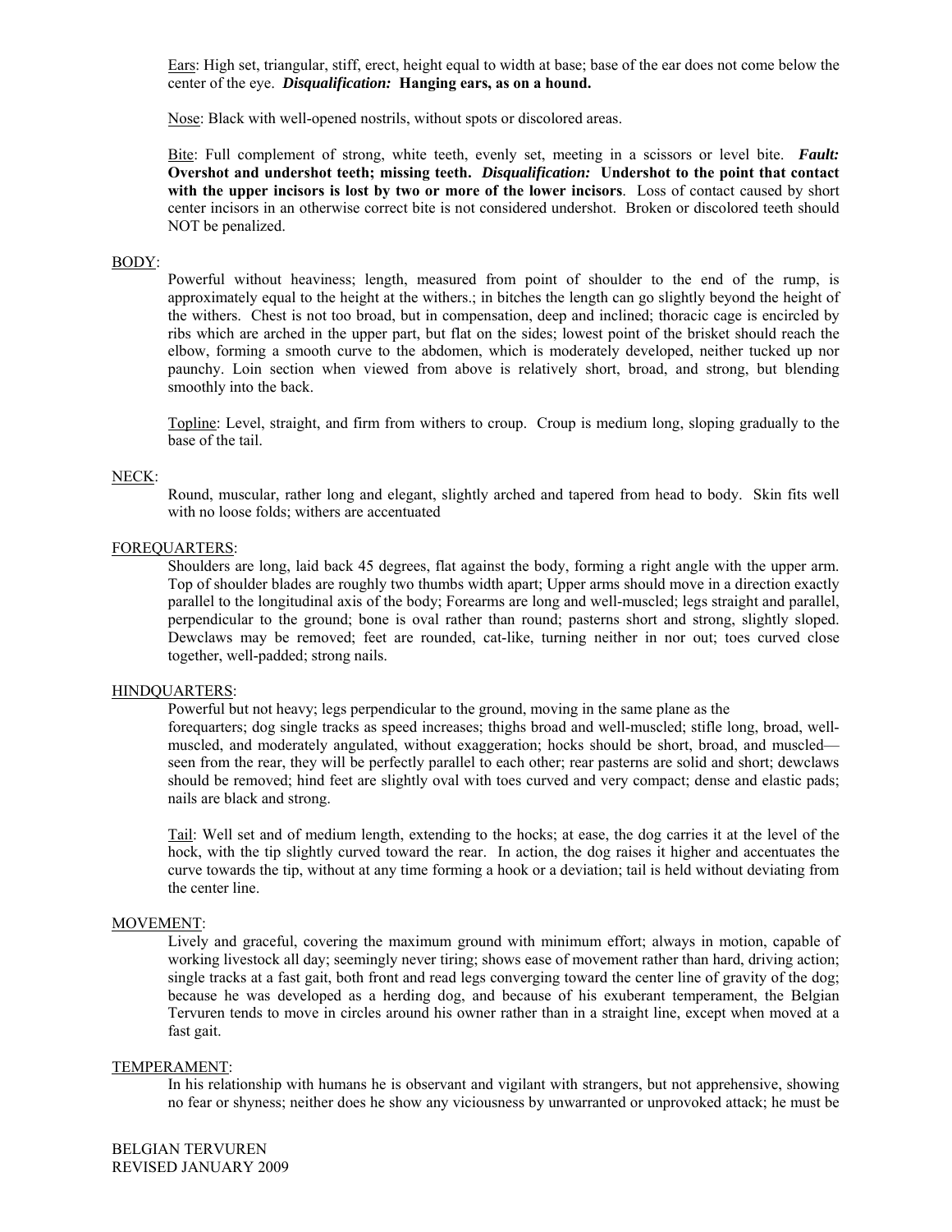<u>Ears</u>: High set, triangular, stiff, erect, height equal to width at base; base of the ear does not come below the center of the eye. ***Disqualification:*** **Hanging ears, as on a hound.**

<u>Nose</u>: Black with well-opened nostrils, without spots or discolored areas.

<u>Bite</u>: Full complement of strong, white teeth, evenly set, meeting in a scissors or level bite. ***Fault:*** **Overshot and undershot teeth; missing teeth.** ***Disqualification:*** **Undershot to the point that contact with the upper incisors is lost by two or more of the lower incisors**. Loss of contact caused by short center incisors in an otherwise correct bite is not considered undershot. Broken or discolored teeth should NOT be penalized.

## <u>BODY</u>:

Powerful without heaviness; length, measured from point of shoulder to the end of the rump, is approximately equal to the height at the withers.; in bitches the length can go slightly beyond the height of the withers. Chest is not too broad, but in compensation, deep and inclined; thoracic cage is encircled by ribs which are arched in the upper part, but flat on the sides; lowest point of the brisket should reach the elbow, forming a smooth curve to the abdomen, which is moderately developed, neither tucked up nor paunchy. Loin section when viewed from above is relatively short, broad, and strong, but blending smoothly into the back.

<u>Topline</u>: Level, straight, and firm from withers to croup. Croup is medium long, sloping gradually to the base of the tail.

## <u>NECK</u>:

Round, muscular, rather long and elegant, slightly arched and tapered from head to body. Skin fits well with no loose folds; withers are accentuated

## <u>FOREQUARTERS</u>:

Shoulders are long, laid back 45 degrees, flat against the body, forming a right angle with the upper arm. Top of shoulder blades are roughly two thumbs width apart; Upper arms should move in a direction exactly parallel to the longitudinal axis of the body; Forearms are long and well-muscled; legs straight and parallel, perpendicular to the ground; bone is oval rather than round; pasterns short and strong, slightly sloped. Dewclaws may be removed; feet are rounded, cat-like, turning neither in nor out; toes curved close together, well-padded; strong nails.

## <u>HINDQUARTERS</u>:

Powerful but not heavy; legs perpendicular to the ground, moving in the same plane as the forequarters; dog single tracks as speed increases; thighs broad and well-muscled; stifle long, broad, well-muscled, and moderately angulated, without exaggeration; hocks should be short, broad, and muscled—seen from the rear, they will be perfectly parallel to each other; rear pasterns are solid and short; dewclaws should be removed; hind feet are slightly oval with toes curved and very compact; dense and elastic pads; nails are black and strong.

<u>Tail</u>: Well set and of medium length, extending to the hocks; at ease, the dog carries it at the level of the hock, with the tip slightly curved toward the rear. In action, the dog raises it higher and accentuates the curve towards the tip, without at any time forming a hook or a deviation; tail is held without deviating from the center line.

## <u>MOVEMENT</u>:

Lively and graceful, covering the maximum ground with minimum effort; always in motion, capable of working livestock all day; seemingly never tiring; shows ease of movement rather than hard, driving action; single tracks at a fast gait, both front and read legs converging toward the center line of gravity of the dog; because he was developed as a herding dog, and because of his exuberant temperament, the Belgian Tervuren tends to move in circles around his owner rather than in a straight line, except when moved at a fast gait.

## <u>TEMPERAMENT</u>:

In his relationship with humans he is observant and vigilant with strangers, but not apprehensive, showing no fear or shyness; neither does he show any viciousness by unwarranted or unprovoked attack; he must be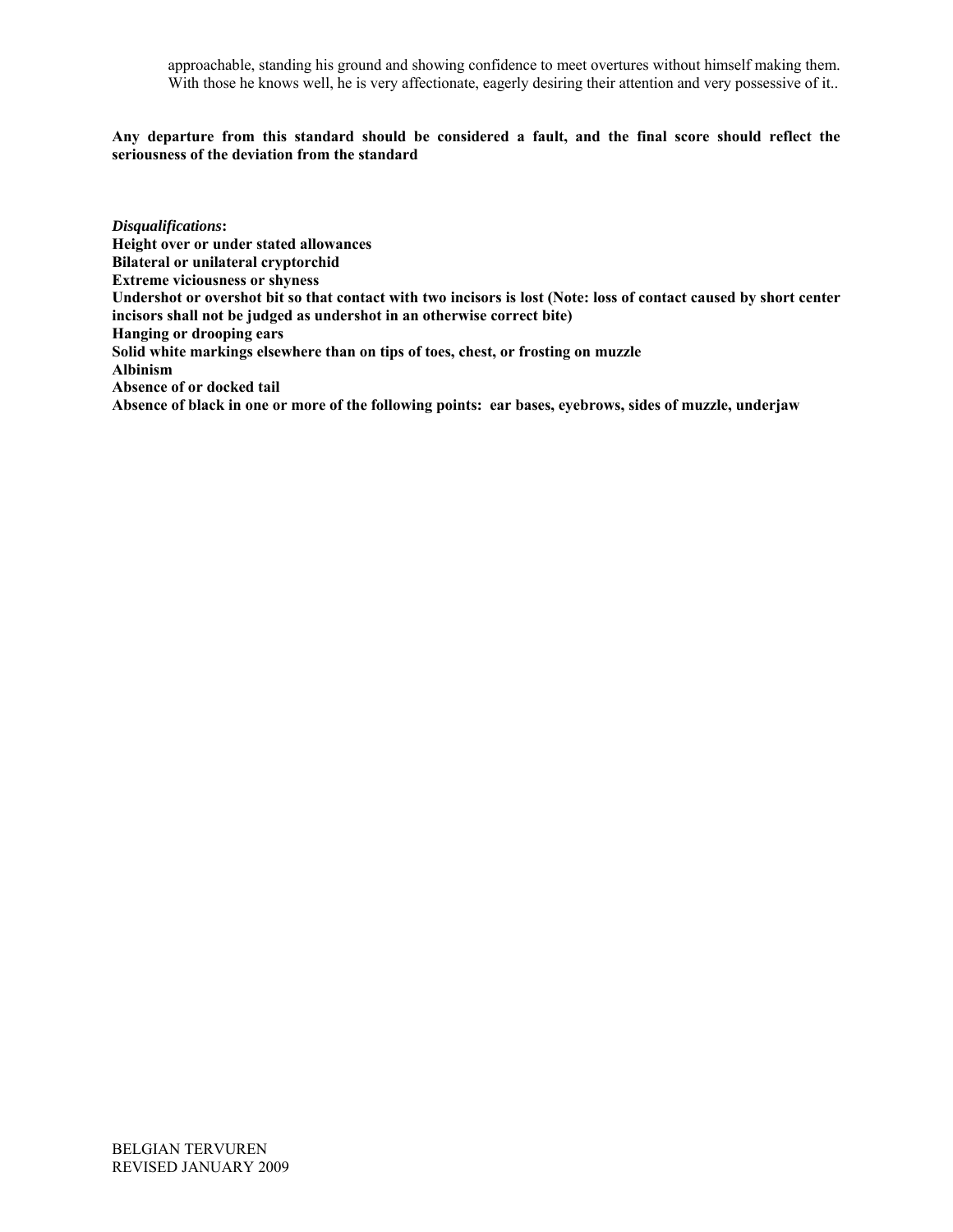approachable, standing his ground and showing confidence to meet overtures without himself making them. With those he knows well, he is very affectionate, eagerly desiring their attention and very possessive of it..

**Any departure from this standard should be considered a fault, and the final score should reflect the seriousness of the deviation from the standard**

***Disqualifications*:**

**Height over or under stated allowances**

**Bilateral or unilateral cryptorchid**

**Extreme viciousness or shyness**

**Undershot or overshot bit so that contact with two incisors is lost (Note: loss of contact caused by short center incisors shall not be judged as undershot in an otherwise correct bite)**

**Hanging or drooping ears**

**Solid white markings elsewhere than on tips of toes, chest, or frosting on muzzle**

**Albinism**

**Absence of or docked tail**

**Absence of black in one or more of the following points: ear bases, eyebrows, sides of muzzle, underjaw**

BELGIAN TERVUREN
REVISED JANUARY 2009